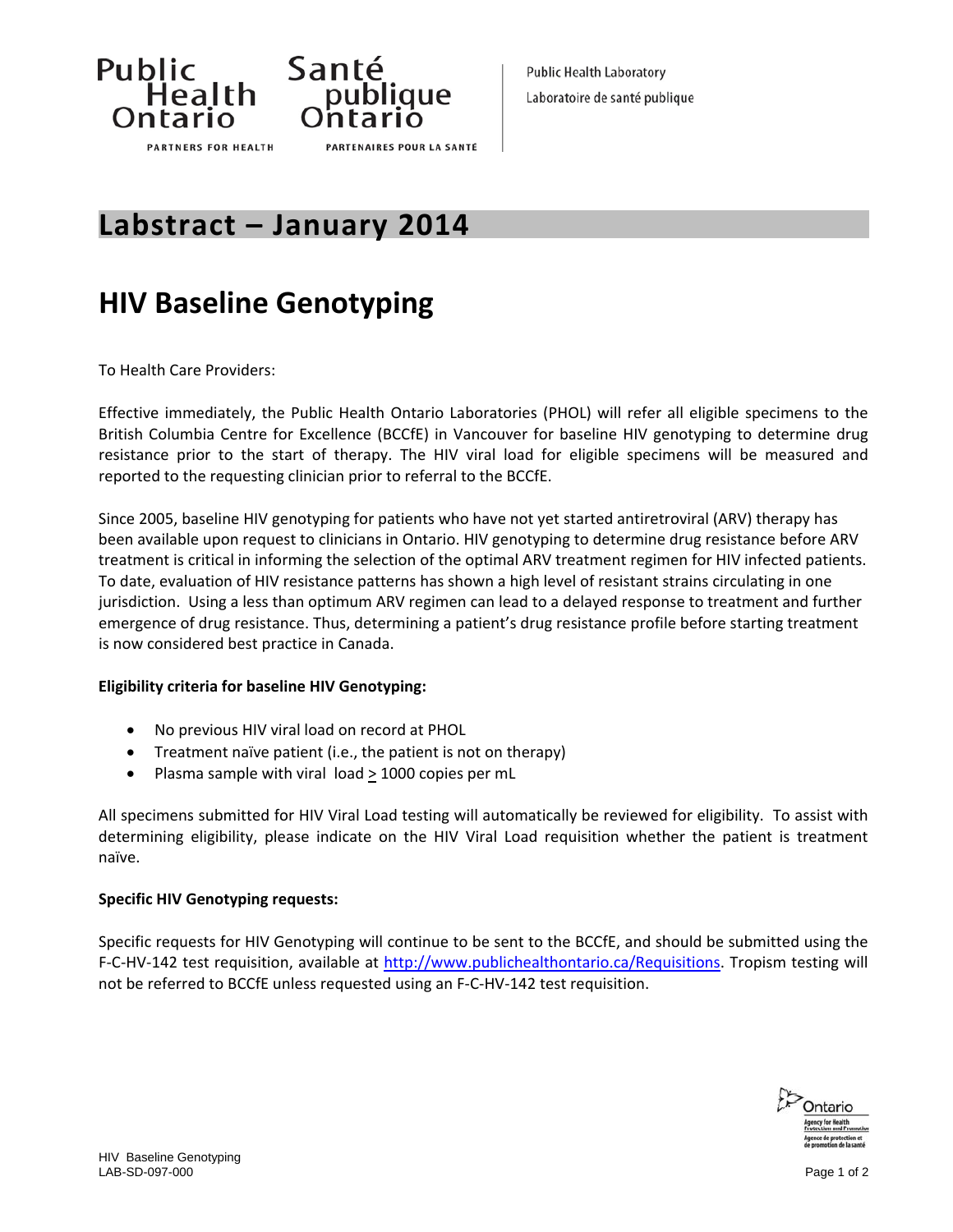Public Health Ontario — PARTNERS FOR HEALTH

Santé publique Ontario — PARTENAIRES POUR LA SANTÉ

Public Health Laboratory
Laboratoire de santé publique

# Labstract – January 2014

# HIV Baseline Genotyping

To Health Care Providers:

Effective immediately, the Public Health Ontario Laboratories (PHOL) will refer all eligible specimens to the British Columbia Centre for Excellence (BCCfE) in Vancouver for baseline HIV genotyping to determine drug resistance prior to the start of therapy. The HIV viral load for eligible specimens will be measured and reported to the requesting clinician prior to referral to the BCCfE.

Since 2005, baseline HIV genotyping for patients who have not yet started antiretroviral (ARV) therapy has been available upon request to clinicians in Ontario. HIV genotyping to determine drug resistance before ARV treatment is critical in informing the selection of the optimal ARV treatment regimen for HIV infected patients. To date, evaluation of HIV resistance patterns has shown a high level of resistant strains circulating in one jurisdiction. Using a less than optimum ARV regimen can lead to a delayed response to treatment and further emergence of drug resistance. Thus, determining a patient's drug resistance profile before starting treatment is now considered best practice in Canada.

**Eligibility criteria for baseline HIV Genotyping:**

- No previous HIV viral load on record at PHOL
- Treatment naïve patient (i.e., the patient is not on therapy)
- Plasma sample with viral load ≥ 1000 copies per mL

All specimens submitted for HIV Viral Load testing will automatically be reviewed for eligibility. To assist with determining eligibility, please indicate on the HIV Viral Load requisition whether the patient is treatment naïve.

**Specific HIV Genotyping requests:**

Specific requests for HIV Genotyping will continue to be sent to the BCCfE, and should be submitted using the F-C-HV-142 test requisition, available at http://www.publichealthontario.ca/Requisitions. Tropism testing will not be referred to BCCfE unless requested using an F-C-HV-142 test requisition.

HIV Baseline Genotyping
LAB-SD-097-000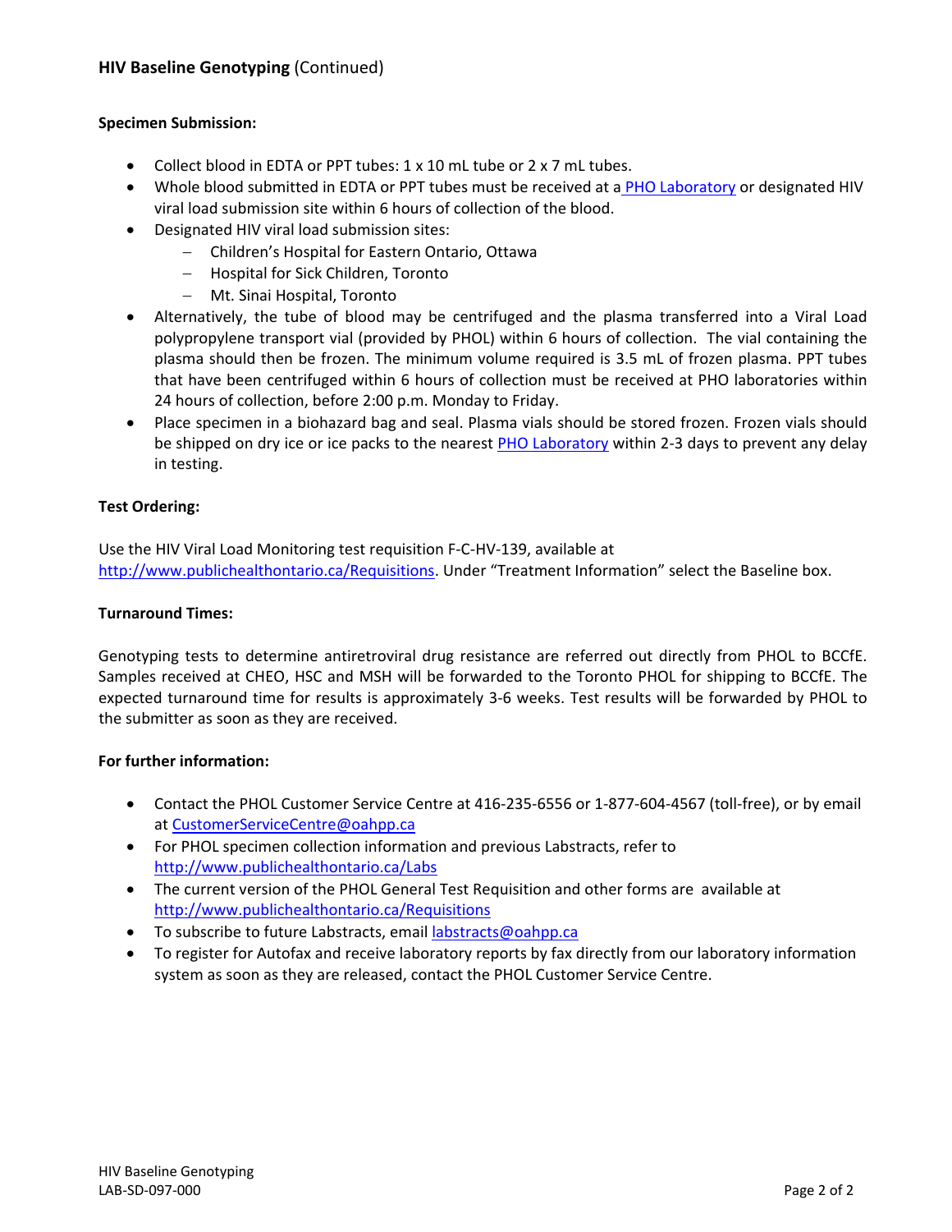## HIV Baseline Genotyping (Continued)

**Specimen Submission:**

- Collect blood in EDTA or PPT tubes: 1 x 10 mL tube or 2 x 7 mL tubes.
- Whole blood submitted in EDTA or PPT tubes must be received at a PHO Laboratory or designated HIV viral load submission site within 6 hours of collection of the blood.
- Designated HIV viral load submission sites:
  - Children's Hospital for Eastern Ontario, Ottawa
  - Hospital for Sick Children, Toronto
  - Mt. Sinai Hospital, Toronto
- Alternatively, the tube of blood may be centrifuged and the plasma transferred into a Viral Load polypropylene transport vial (provided by PHOL) within 6 hours of collection. The vial containing the plasma should then be frozen. The minimum volume required is 3.5 mL of frozen plasma. PPT tubes that have been centrifuged within 6 hours of collection must be received at PHO laboratories within 24 hours of collection, before 2:00 p.m. Monday to Friday.
- Place specimen in a biohazard bag and seal. Plasma vials should be stored frozen. Frozen vials should be shipped on dry ice or ice packs to the nearest PHO Laboratory within 2-3 days to prevent any delay in testing.

**Test Ordering:**

Use the HIV Viral Load Monitoring test requisition F-C-HV-139, available at http://www.publichealthontario.ca/Requisitions. Under "Treatment Information" select the Baseline box.

**Turnaround Times:**

Genotyping tests to determine antiretroviral drug resistance are referred out directly from PHOL to BCCfE. Samples received at CHEO, HSC and MSH will be forwarded to the Toronto PHOL for shipping to BCCfE. The expected turnaround time for results is approximately 3-6 weeks. Test results will be forwarded by PHOL to the submitter as soon as they are received.

**For further information:**

- Contact the PHOL Customer Service Centre at 416-235-6556 or 1-877-604-4567 (toll-free), or by email at CustomerServiceCentre@oahpp.ca
- For PHOL specimen collection information and previous Labstracts, refer to http://www.publichealthontario.ca/Labs
- The current version of the PHOL General Test Requisition and other forms are available at http://www.publichealthontario.ca/Requisitions
- To subscribe to future Labstracts, email labstracts@oahpp.ca
- To register for Autofax and receive laboratory reports by fax directly from our laboratory information system as soon as they are released, contact the PHOL Customer Service Centre.